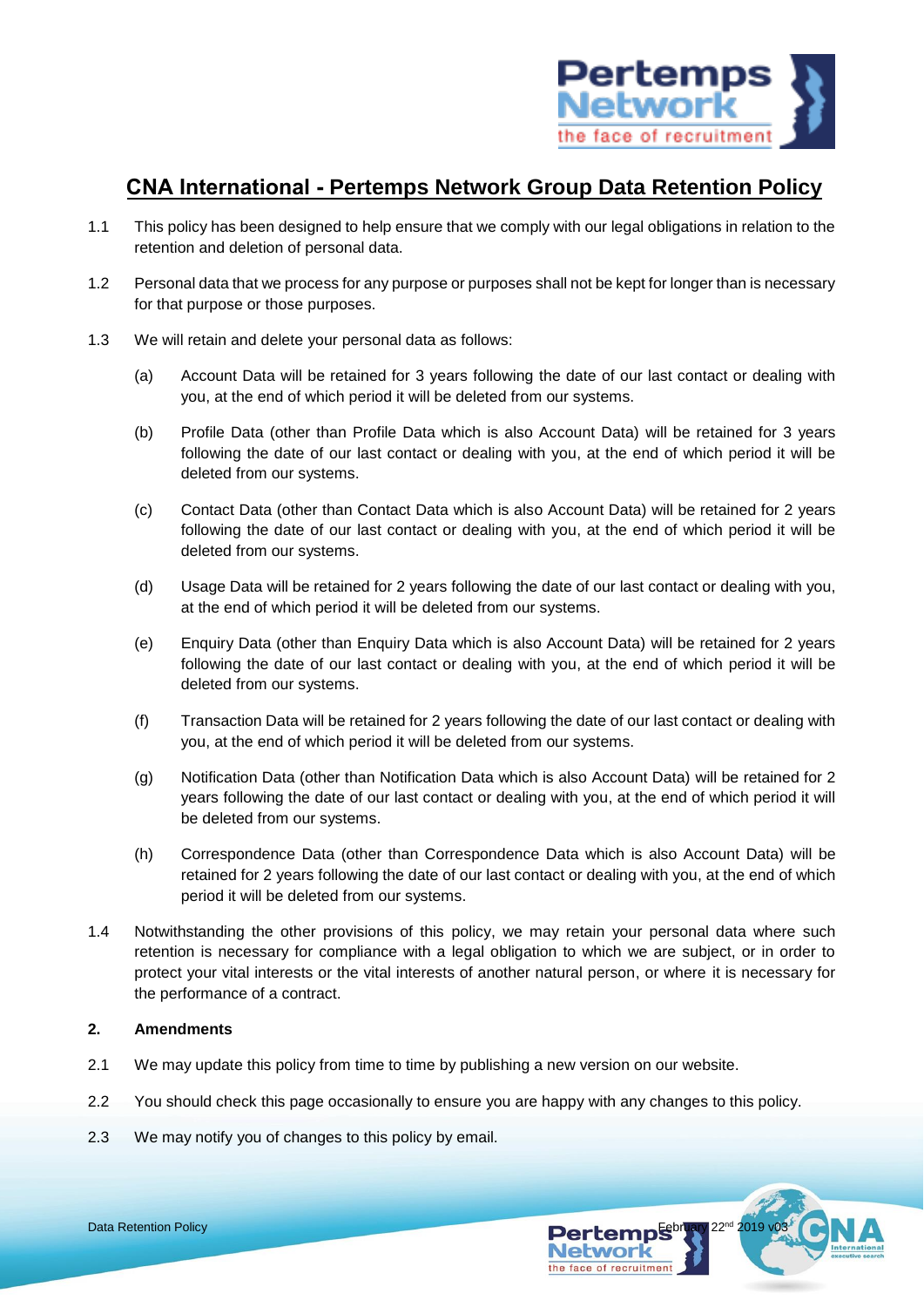# CNA International - Pertemps Network Group Data Retention Policy

1.1 This policy has been designed to help ensure that we comply with our legal obligations in relation to the retention and deletion of personal data.

1.2 Personal data that we process for any purpose or purposes shall not be kept for longer than is necessary for that purpose or those purposes.

1.3 We will retain and delete your personal data as follows:

(a) Account Data will be retained for 3 years following the date of our last contact or dealing with you, at the end of which period it will be deleted from our systems.

(b) Profile Data (other than Profile Data which is also Account Data) will be retained for 3 years following the date of our last contact or dealing with you, at the end of which period it will be deleted from our systems.

(c) Contact Data (other than Contact Data which is also Account Data) will be retained for 2 years following the date of our last contact or dealing with you, at the end of which period it will be deleted from our systems.

(d) Usage Data will be retained for 2 years following the date of our last contact or dealing with you, at the end of which period it will be deleted from our systems.

(e) Enquiry Data (other than Enquiry Data which is also Account Data) will be retained for 2 years following the date of our last contact or dealing with you, at the end of which period it will be deleted from our systems.

(f) Transaction Data will be retained for 2 years following the date of our last contact or dealing with you, at the end of which period it will be deleted from our systems.

(g) Notification Data (other than Notification Data which is also Account Data) will be retained for 2 years following the date of our last contact or dealing with you, at the end of which period it will be deleted from our systems.

(h) Correspondence Data (other than Correspondence Data which is also Account Data) will be retained for 2 years following the date of our last contact or dealing with you, at the end of which period it will be deleted from our systems.

1.4 Notwithstanding the other provisions of this policy, we may retain your personal data where such retention is necessary for compliance with a legal obligation to which we are subject, or in order to protect your vital interests or the vital interests of another natural person, or where it is necessary for the performance of a contract.

## 2. Amendments

2.1 We may update this policy from time to time by publishing a new version on our website.

2.2 You should check this page occasionally to ensure you are happy with any changes to this policy.

2.3 We may notify you of changes to this policy by email.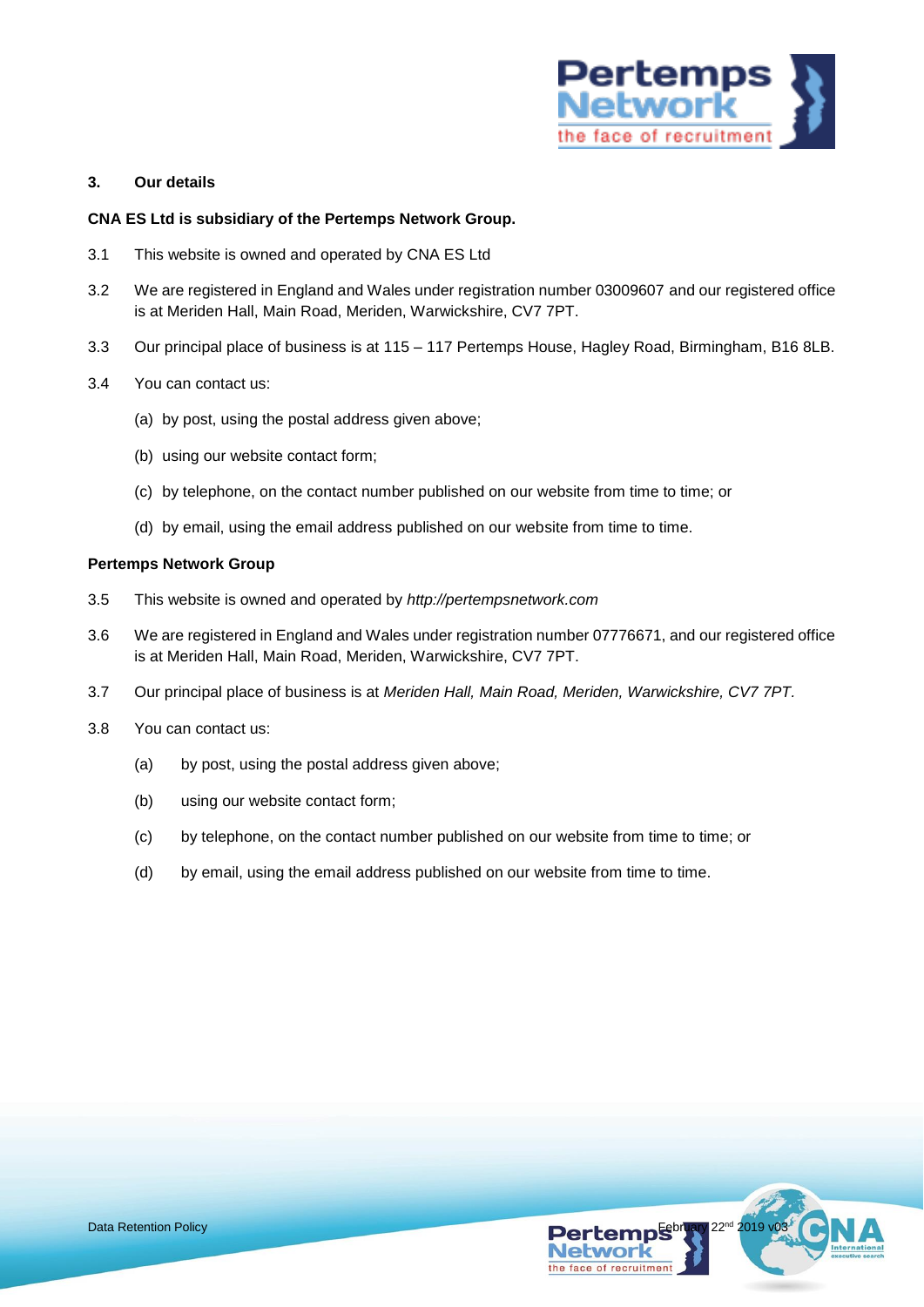### 3. Our details

**CNA ES Ltd is subsidiary of the Pertemps Network Group.**

3.1 This website is owned and operated by CNA ES Ltd

3.2 We are registered in England and Wales under registration number 03009607 and our registered office is at Meriden Hall, Main Road, Meriden, Warwickshire, CV7 7PT.

3.3 Our principal place of business is at 115 – 117 Pertemps House, Hagley Road, Birmingham, B16 8LB.

3.4 You can contact us:

(a) by post, using the postal address given above;

(b) using our website contact form;

(c) by telephone, on the contact number published on our website from time to time; or

(d) by email, using the email address published on our website from time to time.

**Pertemps Network Group**

3.5 This website is owned and operated by *http://pertempsnetwork.com*

3.6 We are registered in England and Wales under registration number 07776671, and our registered office is at Meriden Hall, Main Road, Meriden, Warwickshire, CV7 7PT.

3.7 Our principal place of business is at *Meriden Hall, Main Road, Meriden, Warwickshire, CV7 7PT.*

3.8 You can contact us:

(a) by post, using the postal address given above;

(b) using our website contact form;

(c) by telephone, on the contact number published on our website from time to time; or

(d) by email, using the email address published on our website from time to time.